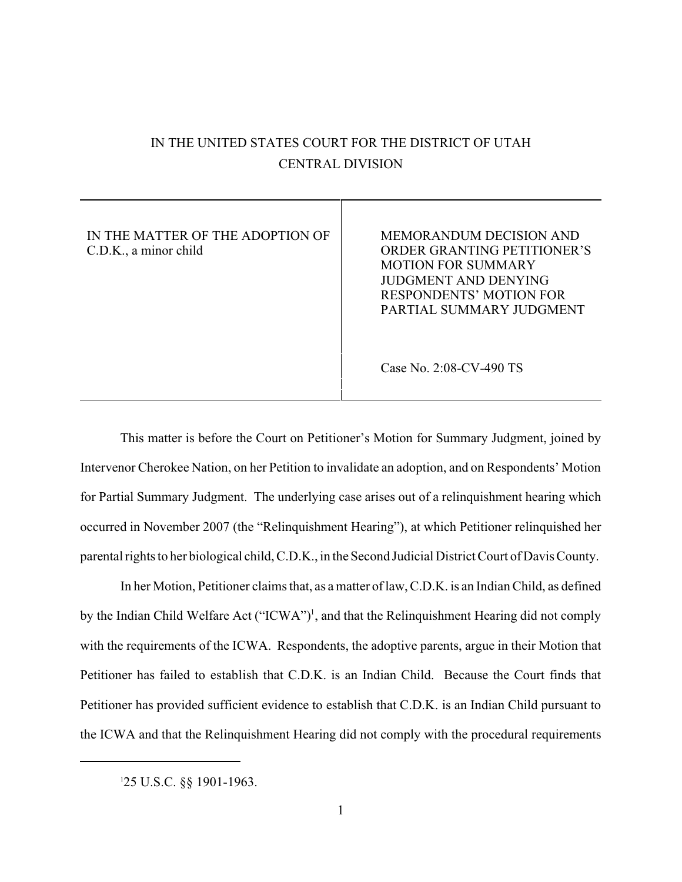IN THE UNITED STATES COURT FOR THE DISTRICT OF UTAH
CENTRAL DIVISION

| | |
|---|---|
| IN THE MATTER OF THE ADOPTION OF C.D.K., a minor child | MEMORANDUM DECISION AND ORDER GRANTING PETITIONER'S MOTION FOR SUMMARY JUDGMENT AND DENYING RESPONDENTS' MOTION FOR PARTIAL SUMMARY JUDGMENT<br><br>Case No. 2:08-CV-490 TS |

This matter is before the Court on Petitioner's Motion for Summary Judgment, joined by Intervenor Cherokee Nation, on her Petition to invalidate an adoption, and on Respondents' Motion for Partial Summary Judgment. The underlying case arises out of a relinquishment hearing which occurred in November 2007 (the "Relinquishment Hearing"), at which Petitioner relinquished her parental rights to her biological child, C.D.K., in the Second Judicial District Court of Davis County.

In her Motion, Petitioner claims that, as a matter of law, C.D.K. is an Indian Child, as defined by the Indian Child Welfare Act ("ICWA")[1], and that the Relinquishment Hearing did not comply with the requirements of the ICWA. Respondents, the adoptive parents, argue in their Motion that Petitioner has failed to establish that C.D.K. is an Indian Child. Because the Court finds that Petitioner has provided sufficient evidence to establish that C.D.K. is an Indian Child pursuant to the ICWA and that the Relinquishment Hearing did not comply with the procedural requirements

[1] 25 U.S.C. §§ 1901-1963.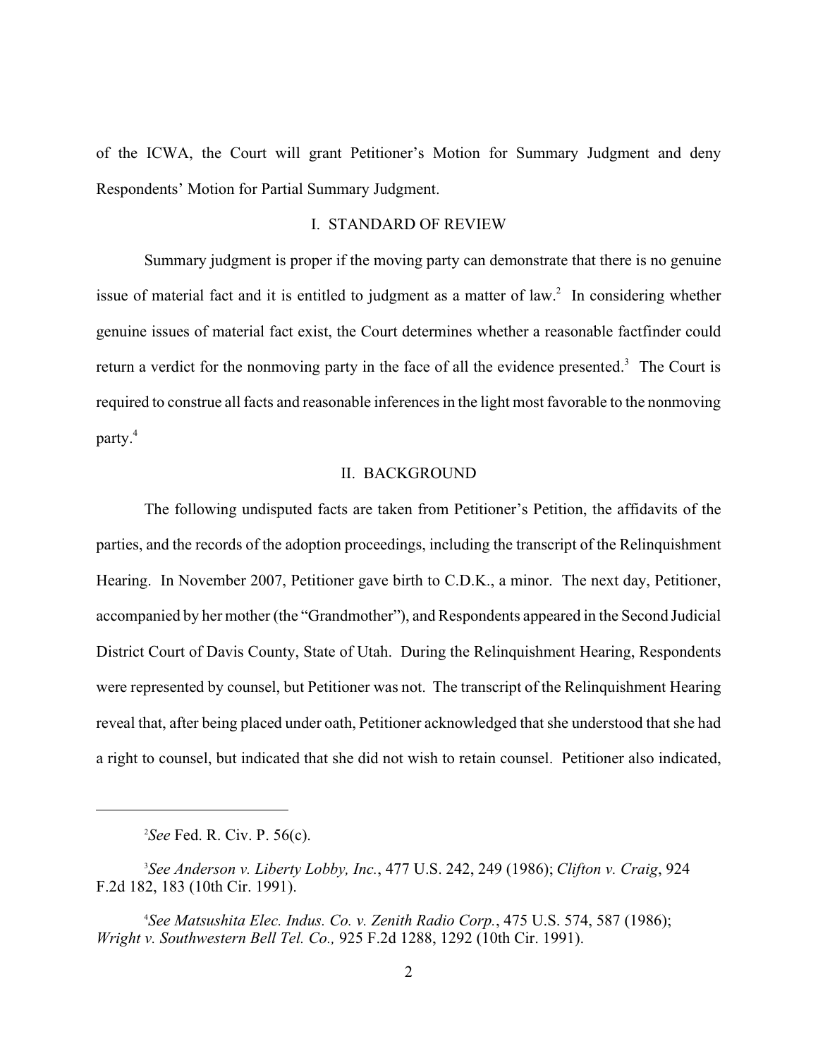of the ICWA, the Court will grant Petitioner's Motion for Summary Judgment and deny Respondents' Motion for Partial Summary Judgment.

## I. STANDARD OF REVIEW

Summary judgment is proper if the moving party can demonstrate that there is no genuine issue of material fact and it is entitled to judgment as a matter of law.[2] In considering whether genuine issues of material fact exist, the Court determines whether a reasonable factfinder could return a verdict for the nonmoving party in the face of all the evidence presented.[3] The Court is required to construe all facts and reasonable inferences in the light most favorable to the nonmoving party.[4]

## II. BACKGROUND

The following undisputed facts are taken from Petitioner's Petition, the affidavits of the parties, and the records of the adoption proceedings, including the transcript of the Relinquishment Hearing. In November 2007, Petitioner gave birth to C.D.K., a minor. The next day, Petitioner, accompanied by her mother (the "Grandmother"), and Respondents appeared in the Second Judicial District Court of Davis County, State of Utah. During the Relinquishment Hearing, Respondents were represented by counsel, but Petitioner was not. The transcript of the Relinquishment Hearing reveal that, after being placed under oath, Petitioner acknowledged that she understood that she had a right to counsel, but indicated that she did not wish to retain counsel. Petitioner also indicated,

---

[2] *See* Fed. R. Civ. P. 56(c).

[3] *See Anderson v. Liberty Lobby, Inc.*, 477 U.S. 242, 249 (1986); *Clifton v. Craig*, 924 F.2d 182, 183 (10th Cir. 1991).

[4] *See Matsushita Elec. Indus. Co. v. Zenith Radio Corp.*, 475 U.S. 574, 587 (1986); *Wright v. Southwestern Bell Tel. Co.,* 925 F.2d 1288, 1292 (10th Cir. 1991).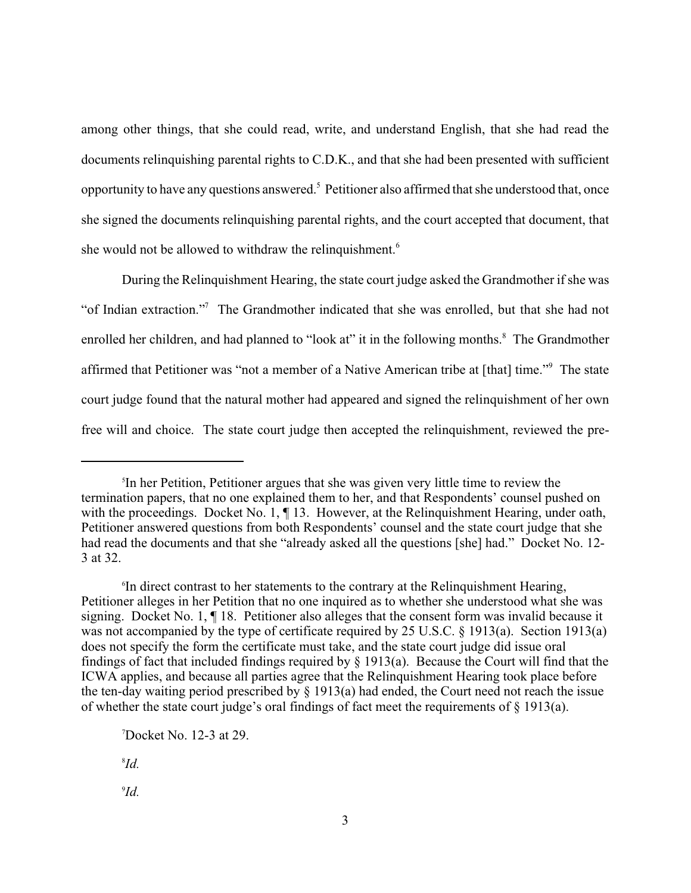among other things, that she could read, write, and understand English, that she had read the documents relinquishing parental rights to C.D.K., and that she had been presented with sufficient opportunity to have any questions answered.[5] Petitioner also affirmed that she understood that, once she signed the documents relinquishing parental rights, and the court accepted that document, that she would not be allowed to withdraw the relinquishment.[6]

During the Relinquishment Hearing, the state court judge asked the Grandmother if she was "of Indian extraction."[7] The Grandmother indicated that she was enrolled, but that she had not enrolled her children, and had planned to "look at" it in the following months.[8] The Grandmother affirmed that Petitioner was "not a member of a Native American tribe at [that] time."[9] The state court judge found that the natural mother had appeared and signed the relinquishment of her own free will and choice. The state court judge then accepted the relinquishment, reviewed the pre-

---

[5]In her Petition, Petitioner argues that she was given very little time to review the termination papers, that no one explained them to her, and that Respondents' counsel pushed on with the proceedings. Docket No. 1, ¶ 13. However, at the Relinquishment Hearing, under oath, Petitioner answered questions from both Respondents' counsel and the state court judge that she had read the documents and that she "already asked all the questions [she] had." Docket No. 12-3 at 32.

[6]In direct contrast to her statements to the contrary at the Relinquishment Hearing, Petitioner alleges in her Petition that no one inquired as to whether she understood what she was signing. Docket No. 1, ¶ 18. Petitioner also alleges that the consent form was invalid because it was not accompanied by the type of certificate required by 25 U.S.C. § 1913(a). Section 1913(a) does not specify the form the certificate must take, and the state court judge did issue oral findings of fact that included findings required by § 1913(a). Because the Court will find that the ICWA applies, and because all parties agree that the Relinquishment Hearing took place before the ten-day waiting period prescribed by § 1913(a) had ended, the Court need not reach the issue of whether the state court judge's oral findings of fact meet the requirements of § 1913(a).

[7]Docket No. 12-3 at 29.

[8]*Id.*

[9]*Id.*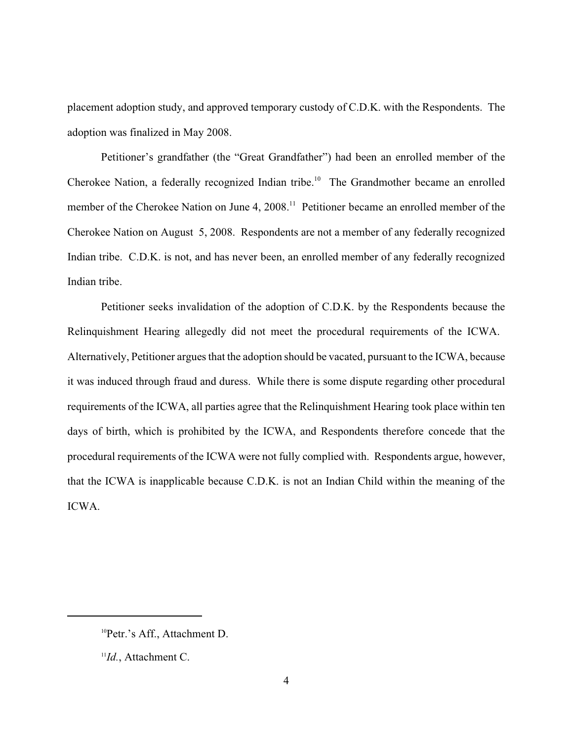placement adoption study, and approved temporary custody of C.D.K. with the Respondents. The adoption was finalized in May 2008.

Petitioner's grandfather (the "Great Grandfather") had been an enrolled member of the Cherokee Nation, a federally recognized Indian tribe.[10] The Grandmother became an enrolled member of the Cherokee Nation on June 4, 2008.[11] Petitioner became an enrolled member of the Cherokee Nation on August 5, 2008. Respondents are not a member of any federally recognized Indian tribe. C.D.K. is not, and has never been, an enrolled member of any federally recognized Indian tribe.

Petitioner seeks invalidation of the adoption of C.D.K. by the Respondents because the Relinquishment Hearing allegedly did not meet the procedural requirements of the ICWA. Alternatively, Petitioner argues that the adoption should be vacated, pursuant to the ICWA, because it was induced through fraud and duress. While there is some dispute regarding other procedural requirements of the ICWA, all parties agree that the Relinquishment Hearing took place within ten days of birth, which is prohibited by the ICWA, and Respondents therefore concede that the procedural requirements of the ICWA were not fully complied with. Respondents argue, however, that the ICWA is inapplicable because C.D.K. is not an Indian Child within the meaning of the ICWA.

---

[10] Petr.'s Aff., Attachment D.

[11] *Id.*, Attachment C.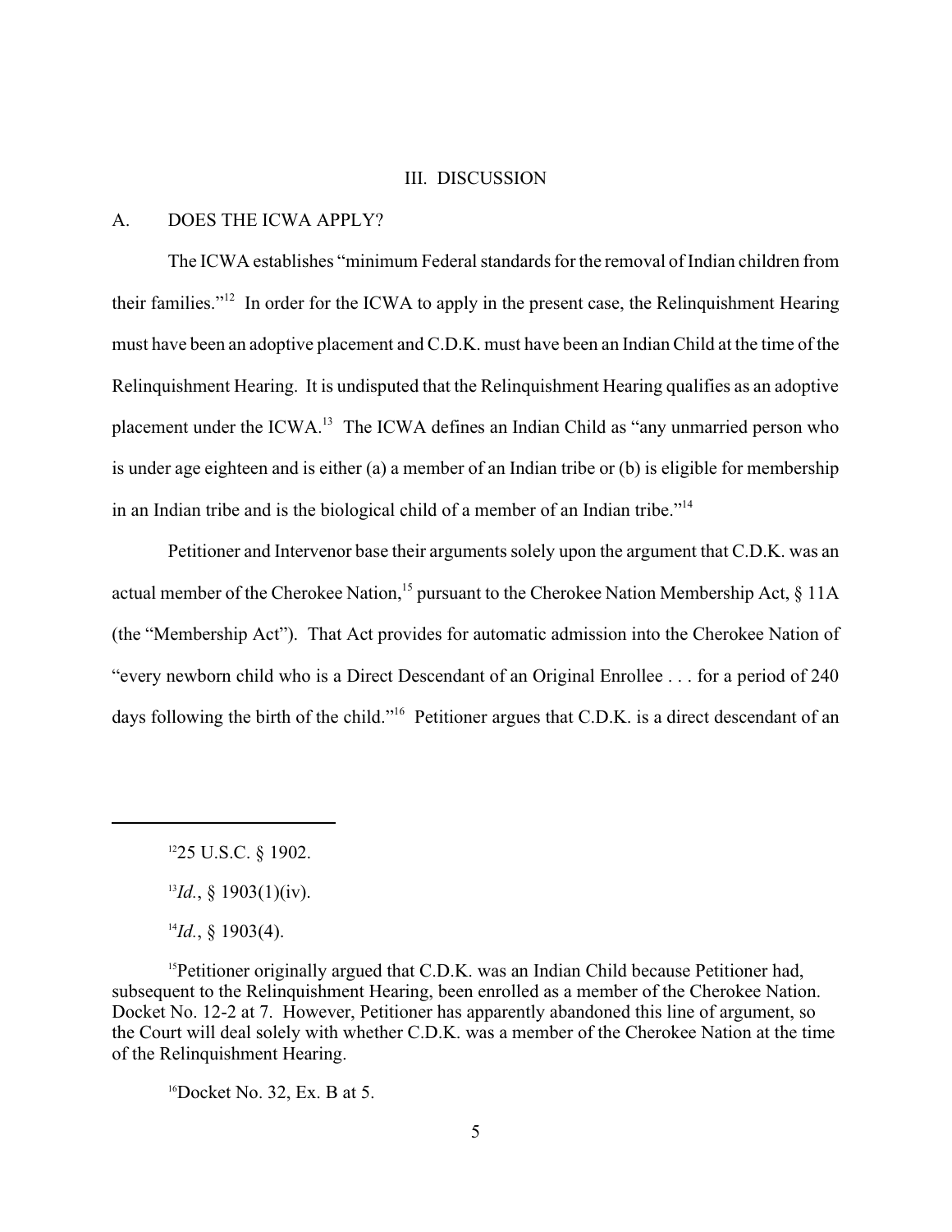## III. DISCUSSION

### A. DOES THE ICWA APPLY?

The ICWA establishes "minimum Federal standards for the removal of Indian children from their families."[12] In order for the ICWA to apply in the present case, the Relinquishment Hearing must have been an adoptive placement and C.D.K. must have been an Indian Child at the time of the Relinquishment Hearing. It is undisputed that the Relinquishment Hearing qualifies as an adoptive placement under the ICWA.[13] The ICWA defines an Indian Child as "any unmarried person who is under age eighteen and is either (a) a member of an Indian tribe or (b) is eligible for membership in an Indian tribe and is the biological child of a member of an Indian tribe."[14]

Petitioner and Intervenor base their arguments solely upon the argument that C.D.K. was an actual member of the Cherokee Nation,[15] pursuant to the Cherokee Nation Membership Act, § 11A (the "Membership Act"). That Act provides for automatic admission into the Cherokee Nation of "every newborn child who is a Direct Descendant of an Original Enrollee . . . for a period of 240 days following the birth of the child."[16] Petitioner argues that C.D.K. is a direct descendant of an

---

[12] 25 U.S.C. § 1902.

[13] *Id.*, § 1903(1)(iv).

[14] *Id.*, § 1903(4).

[15] Petitioner originally argued that C.D.K. was an Indian Child because Petitioner had, subsequent to the Relinquishment Hearing, been enrolled as a member of the Cherokee Nation. Docket No. 12-2 at 7. However, Petitioner has apparently abandoned this line of argument, so the Court will deal solely with whether C.D.K. was a member of the Cherokee Nation at the time of the Relinquishment Hearing.

[16] Docket No. 32, Ex. B at 5.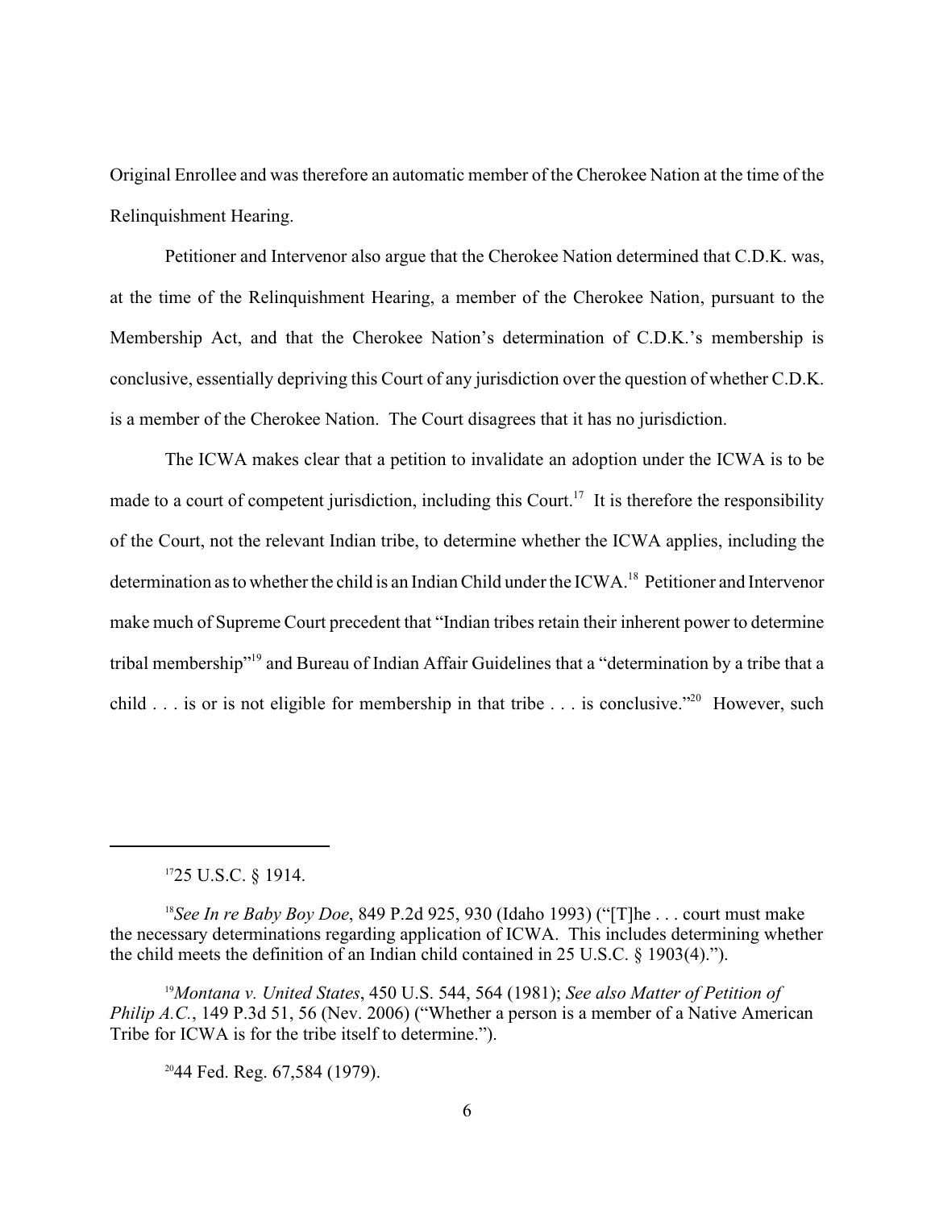Original Enrollee and was therefore an automatic member of the Cherokee Nation at the time of the Relinquishment Hearing.

Petitioner and Intervenor also argue that the Cherokee Nation determined that C.D.K. was, at the time of the Relinquishment Hearing, a member of the Cherokee Nation, pursuant to the Membership Act, and that the Cherokee Nation's determination of C.D.K.'s membership is conclusive, essentially depriving this Court of any jurisdiction over the question of whether C.D.K. is a member of the Cherokee Nation. The Court disagrees that it has no jurisdiction.

The ICWA makes clear that a petition to invalidate an adoption under the ICWA is to be made to a court of competent jurisdiction, including this Court.[17] It is therefore the responsibility of the Court, not the relevant Indian tribe, to determine whether the ICWA applies, including the determination as to whether the child is an Indian Child under the ICWA.[18] Petitioner and Intervenor make much of Supreme Court precedent that "Indian tribes retain their inherent power to determine tribal membership"[19] and Bureau of Indian Affair Guidelines that a "determination by a tribe that a child . . . is or is not eligible for membership in that tribe . . . is conclusive."[20] However, such

---

[17] 25 U.S.C. § 1914.

[18] *See In re Baby Boy Doe*, 849 P.2d 925, 930 (Idaho 1993) ("[T]he . . . court must make the necessary determinations regarding application of ICWA. This includes determining whether the child meets the definition of an Indian child contained in 25 U.S.C. § 1903(4).").

[19] *Montana v. United States*, 450 U.S. 544, 564 (1981); *See also Matter of Petition of Philip A.C.*, 149 P.3d 51, 56 (Nev. 2006) ("Whether a person is a member of a Native American Tribe for ICWA is for the tribe itself to determine.").

[20] 44 Fed. Reg. 67,584 (1979).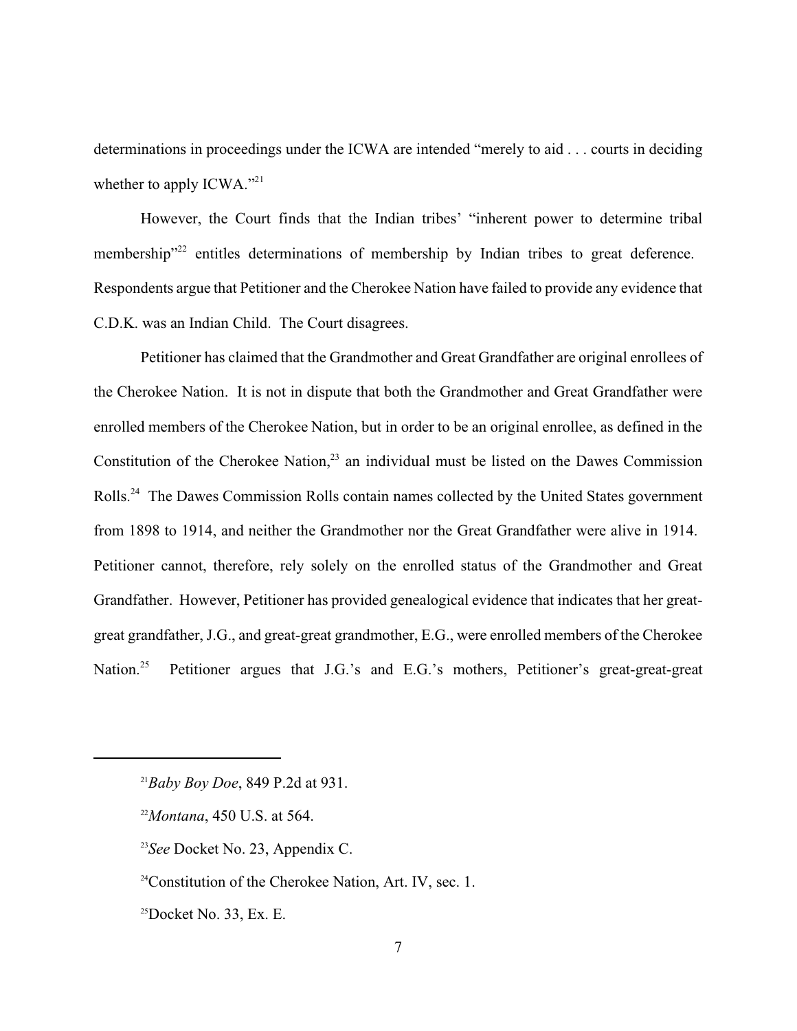determinations in proceedings under the ICWA are intended "merely to aid . . . courts in deciding whether to apply ICWA."[21]

However, the Court finds that the Indian tribes' "inherent power to determine tribal membership"[22] entitles determinations of membership by Indian tribes to great deference. Respondents argue that Petitioner and the Cherokee Nation have failed to provide any evidence that C.D.K. was an Indian Child. The Court disagrees.

Petitioner has claimed that the Grandmother and Great Grandfather are original enrollees of the Cherokee Nation. It is not in dispute that both the Grandmother and Great Grandfather were enrolled members of the Cherokee Nation, but in order to be an original enrollee, as defined in the Constitution of the Cherokee Nation,[23] an individual must be listed on the Dawes Commission Rolls.[24] The Dawes Commission Rolls contain names collected by the United States government from 1898 to 1914, and neither the Grandmother nor the Great Grandfather were alive in 1914. Petitioner cannot, therefore, rely solely on the enrolled status of the Grandmother and Great Grandfather. However, Petitioner has provided genealogical evidence that indicates that her great-great grandfather, J.G., and great-great grandmother, E.G., were enrolled members of the Cherokee Nation.[25] Petitioner argues that J.G.'s and E.G.'s mothers, Petitioner's great-great-great

---

[21] *Baby Boy Doe*, 849 P.2d at 931.

[22] *Montana*, 450 U.S. at 564.

[23] *See* Docket No. 23, Appendix C.

[24] Constitution of the Cherokee Nation, Art. IV, sec. 1.

[25] Docket No. 33, Ex. E.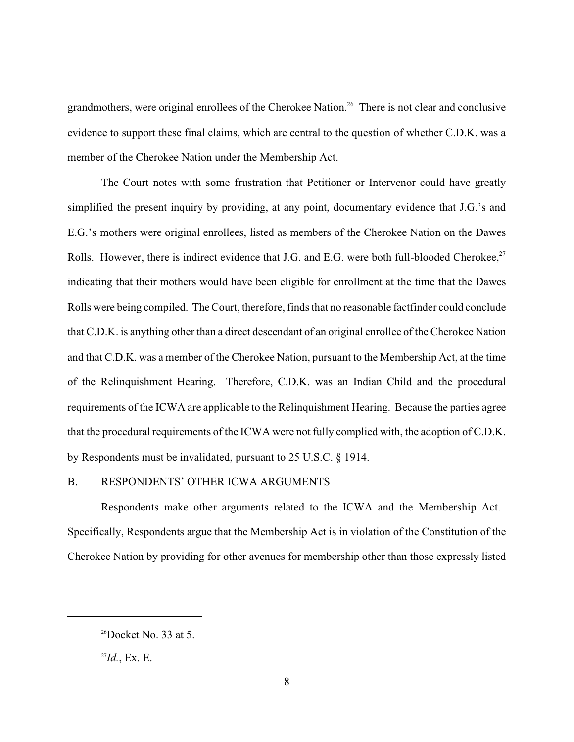grandmothers, were original enrollees of the Cherokee Nation.[26] There is not clear and conclusive evidence to support these final claims, which are central to the question of whether C.D.K. was a member of the Cherokee Nation under the Membership Act.

The Court notes with some frustration that Petitioner or Intervenor could have greatly simplified the present inquiry by providing, at any point, documentary evidence that J.G.'s and E.G.'s mothers were original enrollees, listed as members of the Cherokee Nation on the Dawes Rolls. However, there is indirect evidence that J.G. and E.G. were both full-blooded Cherokee,[27] indicating that their mothers would have been eligible for enrollment at the time that the Dawes Rolls were being compiled. The Court, therefore, finds that no reasonable factfinder could conclude that C.D.K. is anything other than a direct descendant of an original enrollee of the Cherokee Nation and that C.D.K. was a member of the Cherokee Nation, pursuant to the Membership Act, at the time of the Relinquishment Hearing. Therefore, C.D.K. was an Indian Child and the procedural requirements of the ICWA are applicable to the Relinquishment Hearing. Because the parties agree that the procedural requirements of the ICWA were not fully complied with, the adoption of C.D.K. by Respondents must be invalidated, pursuant to 25 U.S.C. § 1914.

## B. RESPONDENTS' OTHER ICWA ARGUMENTS

Respondents make other arguments related to the ICWA and the Membership Act. Specifically, Respondents argue that the Membership Act is in violation of the Constitution of the Cherokee Nation by providing for other avenues for membership other than those expressly listed

---

[26] Docket No. 33 at 5.

[27] *Id.*, Ex. E.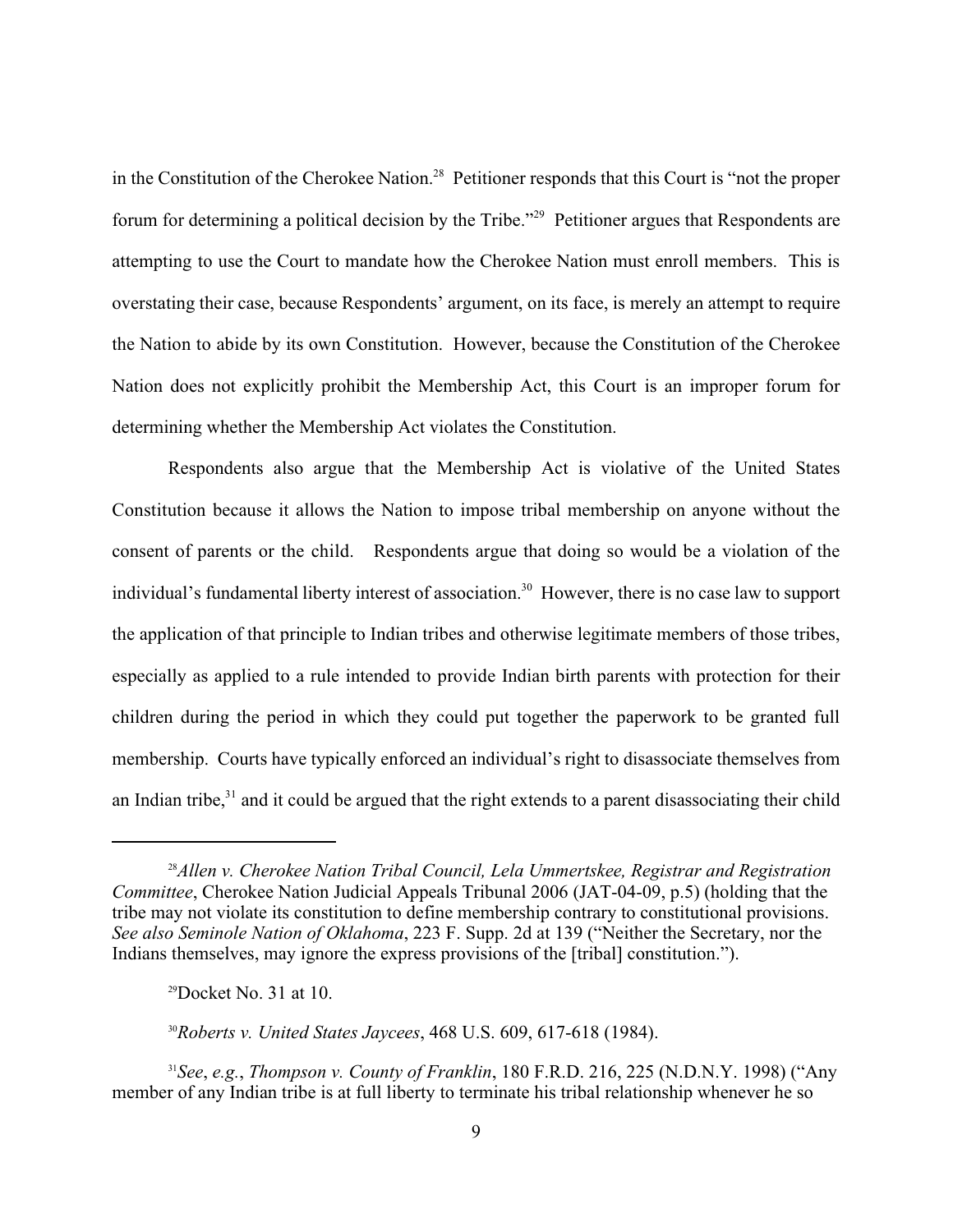in the Constitution of the Cherokee Nation.[28] Petitioner responds that this Court is "not the proper forum for determining a political decision by the Tribe."[29] Petitioner argues that Respondents are attempting to use the Court to mandate how the Cherokee Nation must enroll members. This is overstating their case, because Respondents' argument, on its face, is merely an attempt to require the Nation to abide by its own Constitution. However, because the Constitution of the Cherokee Nation does not explicitly prohibit the Membership Act, this Court is an improper forum for determining whether the Membership Act violates the Constitution.

Respondents also argue that the Membership Act is violative of the United States Constitution because it allows the Nation to impose tribal membership on anyone without the consent of parents or the child. Respondents argue that doing so would be a violation of the individual's fundamental liberty interest of association.[30] However, there is no case law to support the application of that principle to Indian tribes and otherwise legitimate members of those tribes, especially as applied to a rule intended to provide Indian birth parents with protection for their children during the period in which they could put together the paperwork to be granted full membership. Courts have typically enforced an individual's right to disassociate themselves from an Indian tribe,[31] and it could be argued that the right extends to a parent disassociating their child

---

[28] *Allen v. Cherokee Nation Tribal Council, Lela Ummertskee, Registrar and Registration Committee*, Cherokee Nation Judicial Appeals Tribunal 2006 (JAT-04-09, p.5) (holding that the tribe may not violate its constitution to define membership contrary to constitutional provisions. *See also Seminole Nation of Oklahoma*, 223 F. Supp. 2d at 139 ("Neither the Secretary, nor the Indians themselves, may ignore the express provisions of the [tribal] constitution.").

[29] Docket No. 31 at 10.

[30] *Roberts v. United States Jaycees*, 468 U.S. 609, 617-618 (1984).

[31] *See*, *e.g.*, *Thompson v. County of Franklin*, 180 F.R.D. 216, 225 (N.D.N.Y. 1998) ("Any member of any Indian tribe is at full liberty to terminate his tribal relationship whenever he so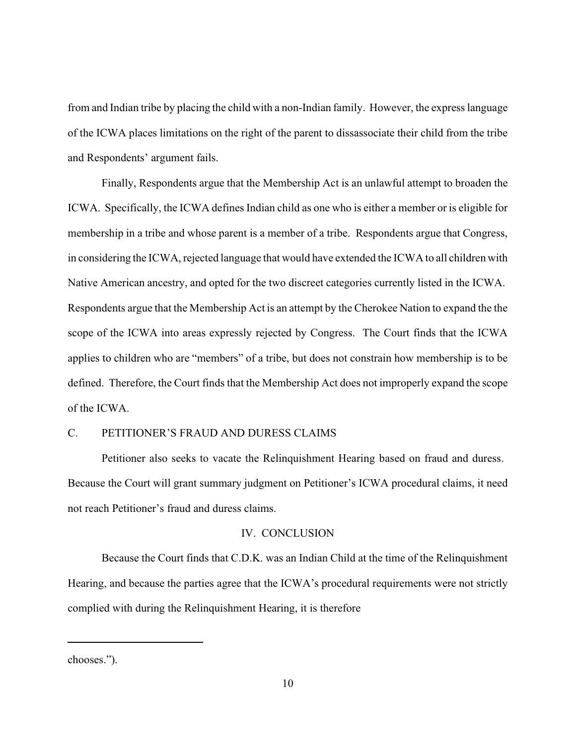from and Indian tribe by placing the child with a non-Indian family. However, the express language of the ICWA places limitations on the right of the parent to dissassociate their child from the tribe and Respondents' argument fails.

Finally, Respondents argue that the Membership Act is an unlawful attempt to broaden the ICWA. Specifically, the ICWA defines Indian child as one who is either a member or is eligible for membership in a tribe and whose parent is a member of a tribe. Respondents argue that Congress, in considering the ICWA, rejected language that would have extended the ICWA to all children with Native American ancestry, and opted for the two discreet categories currently listed in the ICWA. Respondents argue that the Membership Act is an attempt by the Cherokee Nation to expand the the scope of the ICWA into areas expressly rejected by Congress. The Court finds that the ICWA applies to children who are "members" of a tribe, but does not constrain how membership is to be defined. Therefore, the Court finds that the Membership Act does not improperly expand the scope of the ICWA.

C. PETITIONER'S FRAUD AND DURESS CLAIMS

Petitioner also seeks to vacate the Relinquishment Hearing based on fraud and duress. Because the Court will grant summary judgment on Petitioner's ICWA procedural claims, it need not reach Petitioner's fraud and duress claims.

IV. CONCLUSION

Because the Court finds that C.D.K. was an Indian Child at the time of the Relinquishment Hearing, and because the parties agree that the ICWA's procedural requirements were not strictly complied with during the Relinquishment Hearing, it is therefore

---

chooses.").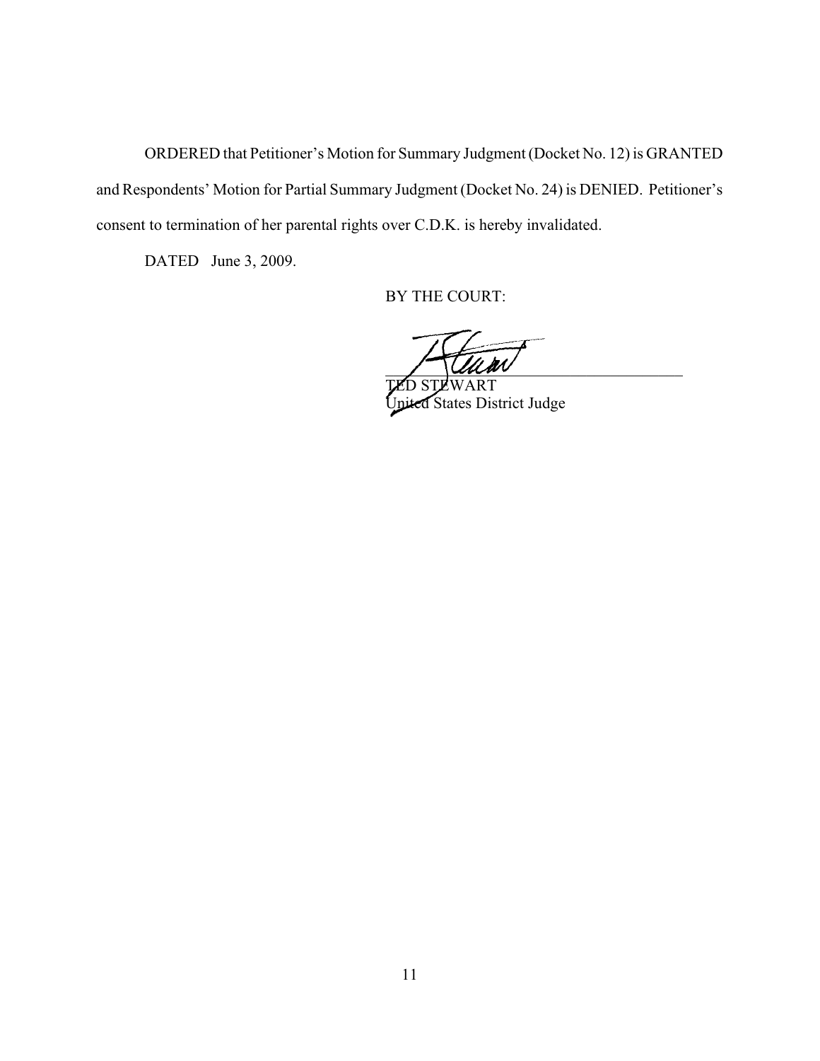ORDERED that Petitioner's Motion for Summary Judgment (Docket No. 12) is GRANTED and Respondents' Motion for Partial Summary Judgment (Docket No. 24) is DENIED. Petitioner's consent to termination of her parental rights over C.D.K. is hereby invalidated.

DATED June 3, 2009.

BY THE COURT:

TED STEWART
United States District Judge